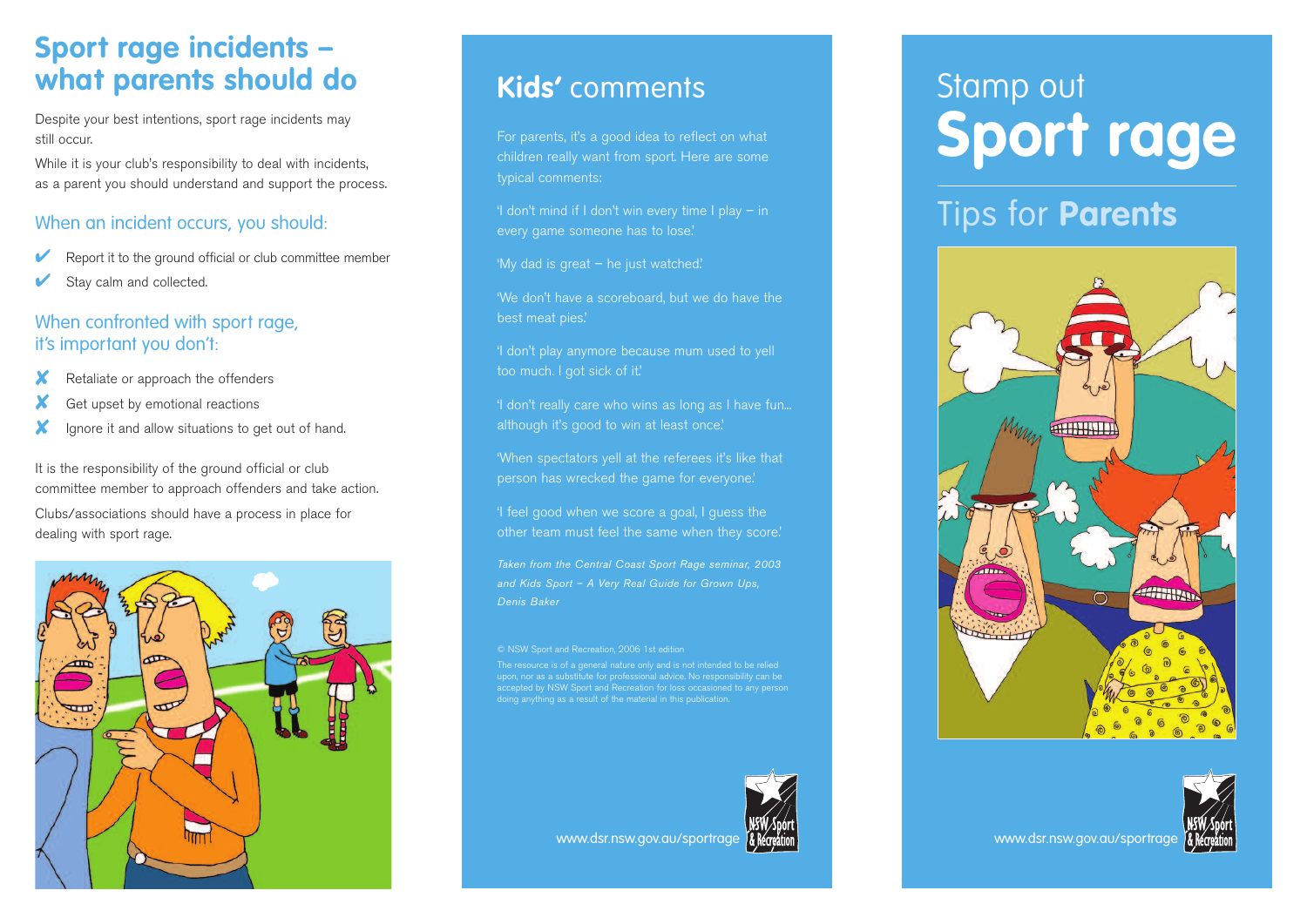## Sport rage incidents – what parents should do

Despite your best intentions, sport rage incidents may still occur.

While it is your club's responsibility to deal with incidents, as a parent you should understand and support the process.

### When an incident occurs, you should:

- ✔ Report it to the ground official or club committee member
- ✔ Stay calm and collected.

### When confronted with sport rage, it's important you don't:

- ✘ Retaliate or approach the offenders
- ✘ Get upset by emotional reactions
- ✘ Ignore it and allow situations to get out of hand.

It is the responsibility of the ground official or club committee member to approach offenders and take action.

Clubs/associations should have a process in place for dealing with sport rage.

## **Kids'** comments

For parents, it's a good idea to reflect on what children really want from sport. Here are some typical comments:

'I don't mind if I don't win every time I play – in every game someone has to lose.'

'My dad is great – he just watched.'

'We don't have a scoreboard, but we do have the best meat pies.'

'I don't play anymore because mum used to yell too much. I got sick of it.'

'I don't really care who wins as long as I have fun... although it's good to win at least once.'

'When spectators yell at the referees it's like that person has wrecked the game for everyone.'

'I feel good when we score a goal, I guess the other team must feel the same when they score.'

*Taken from the Central Coast Sport Rage seminar, 2003 and Kids Sport – A Very Real Guide for Grown Ups, Denis Baker*

© NSW Sport and Recreation, 2006 1st edition

The resource is of a general nature only and is not intended to be relied upon, nor as a substitute for professional advice. No responsibility can be accepted by NSW Sport and Recreation for loss occasioned to any person doing anything as a result of the material in this publication.

www.dsr.nsw.gov.au/sportrage

NSW Sport & Recreation

# Stamp out **Sport rage**

## Tips for **Parents**

www.dsr.nsw.gov.au/sportrage

NSW Sport & Recreation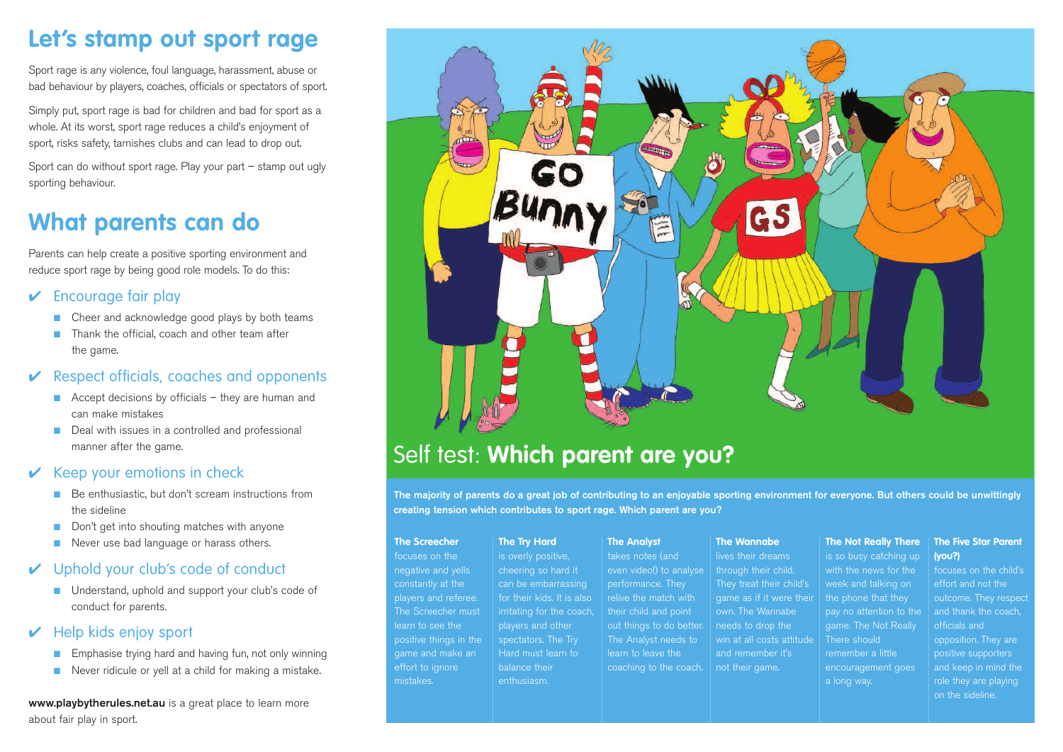# Let's stamp out sport rage

Sport rage is any violence, foul language, harassment, abuse or bad behaviour by players, coaches, officials or spectators of sport.

Simply put, sport rage is bad for children and bad for sport as a whole. At its worst, sport rage reduces a child's enjoyment of sport, risks safety, tarnishes clubs and can lead to drop out.

Sport can do without sport rage. Play your part – stamp out ugly sporting behaviour.

# What parents can do

Parents can help create a positive sporting environment and reduce sport rage by being good role models. To do this:

### ✔ Encourage fair play

- Cheer and acknowledge good plays by both teams
- Thank the official, coach and other team after the game.

### ✔ Respect officials, coaches and opponents

- Accept decisions by officials – they are human and can make mistakes
- Deal with issues in a controlled and professional manner after the game.

### ✔ Keep your emotions in check

- Be enthusiastic, but don't scream instructions from the sideline
- Don't get into shouting matches with anyone
- Never use bad language or harass others.

### ✔ Uphold your club's code of conduct

- Understand, uphold and support your club's code of conduct for parents.

### ✔ Help kids enjoy sport

- Emphasise trying hard and having fun, not only winning
- Never ridicule or yell at a child for making a mistake.

**www.playbytherules.net.au** is a great place to learn more about fair play in sport.

# Self test: **Which parent are you?**

**The majority of parents do a great job of contributing to an enjoyable sporting environment for everyone. But others could be unwittingly creating tension which contributes to sport rage. Which parent are you?**

**The Screecher** focuses on the negative and yells constantly at the players and referee. The Screecher must learn to see the positive things in the game and make an effort to ignore mistakes.

**The Try Hard** is overly positive, cheering so hard it can be embarrassing for their kids. It is also irritating for the coach, players and other spectators. The Try Hard must learn to balance their enthusiasm.

**The Analyst** takes notes (and even video!) to analyse performance. They relive the match with their child and point out things to do better. The Analyst needs to learn to leave the coaching to the coach.

**The Wannabe** lives their dreams through their child. They treat their child's game as if it were their own. The Wannabe needs to drop the win at all costs attitude and remember it's not their game.

**The Not Really There** is so busy catching up with the news for the week and talking on the phone that they pay no attention to the game. The Not Really There should remember a little encouragement goes a long way.

**The Five Star Parent (you?)** focuses on the child's effort and not the outcome. They respect and thank the coach, officials and opposition. They are positive supporters and keep in mind the role they are playing on the sideline.